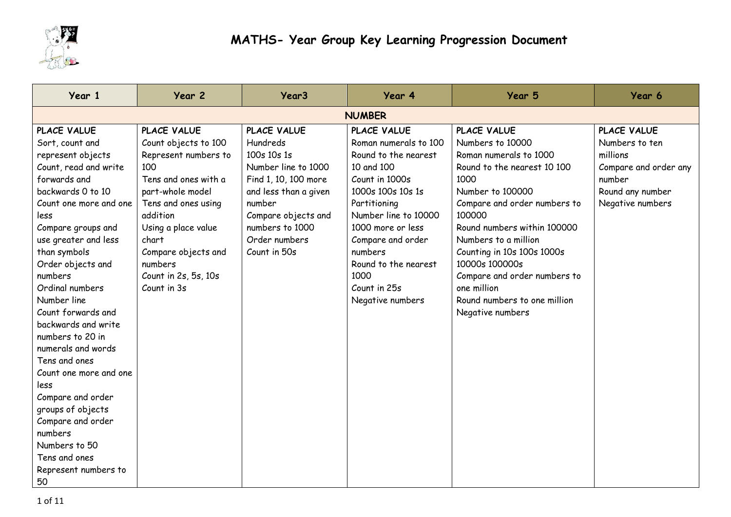# MATHS- Year Group Key Learning Progression Document

| Year 1 | Year 2 | Year3 | Year 4 | Year 5 | Year 6 |
|---|---|---|---|---|---|
| **NUMBER** | | | | | |
| **PLACE VALUE**<br>Sort, count and represent objects<br>Count, read and write forwards and backwards 0 to 10<br>Count one more and one less<br>Compare groups and use greater and less than symbols<br>Order objects and numbers<br>Ordinal numbers<br>Number line<br>Count forwards and backwards and write numbers to 20 in numerals and words<br>Tens and ones<br>Count one more and one less<br>Compare and order groups of objects<br>Compare and order numbers<br>Numbers to 50<br>Tens and ones<br>Represent numbers to 50 | **PLACE VALUE**<br>Count objects to 100<br>Represent numbers to 100<br>Tens and ones with a part-whole model<br>Tens and ones using addition<br>Using a place value chart<br>Compare objects and numbers<br>Count in 2s, 5s, 10s<br>Count in 3s | **PLACE VALUE**<br>Hundreds<br>100s 10s 1s<br>Number line to 1000<br>Find 1, 10, 100 more and less than a given number<br>Compare objects and numbers to 1000<br>Order numbers<br>Count in 50s | **PLACE VALUE**<br>Roman numerals to 100<br>Round to the nearest 10 and 100<br>Count in 1000s<br>1000s 100s 10s 1s<br>Partitioning<br>Number line to 10000<br>1000 more or less<br>Compare and order numbers<br>Round to the nearest 1000<br>Count in 25s<br>Negative numbers | **PLACE VALUE**<br>Numbers to 10000<br>Roman numerals to 1000<br>Round to the nearest 10 100 1000<br>Number to 100000<br>Compare and order numbers to 100000<br>Round numbers within 100000<br>Numbers to a million<br>Counting in 10s 100s 1000s 10000s 100000s<br>Compare and order numbers to one million<br>Round numbers to one million<br>Negative numbers | **PLACE VALUE**<br>Numbers to ten millions<br>Compare and order any number<br>Round any number<br>Negative numbers |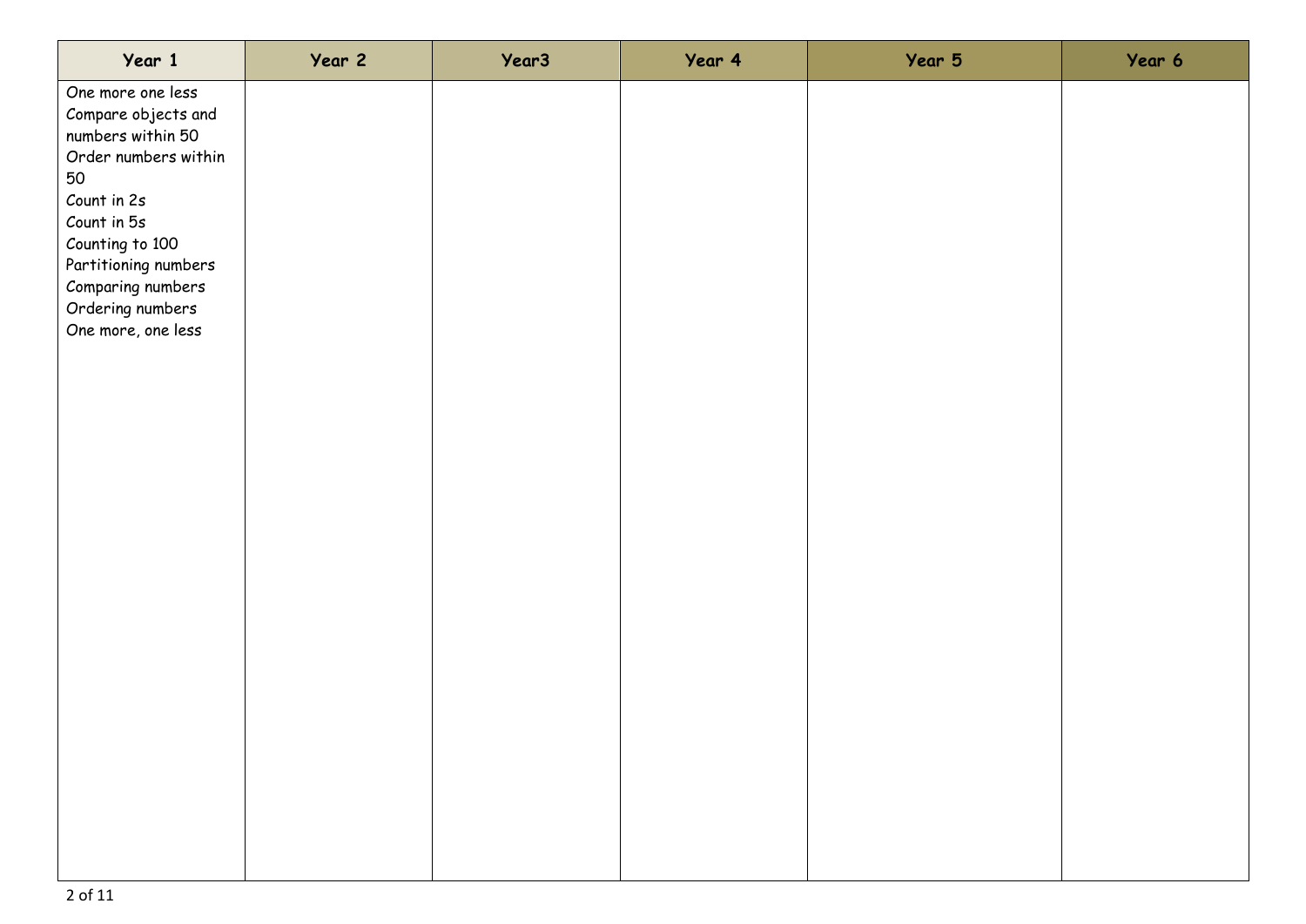| Year 1 | Year 2 | Year3 | Year 4 | Year 5 | Year 6 |
|---|---|---|---|---|---|
| One more one less<br>Compare objects and numbers within 50<br>Order numbers within 50<br>Count in 2s<br>Count in 5s<br>Counting to 100<br>Partitioning numbers<br>Comparing numbers<br>Ordering numbers<br>One more, one less | | | | | |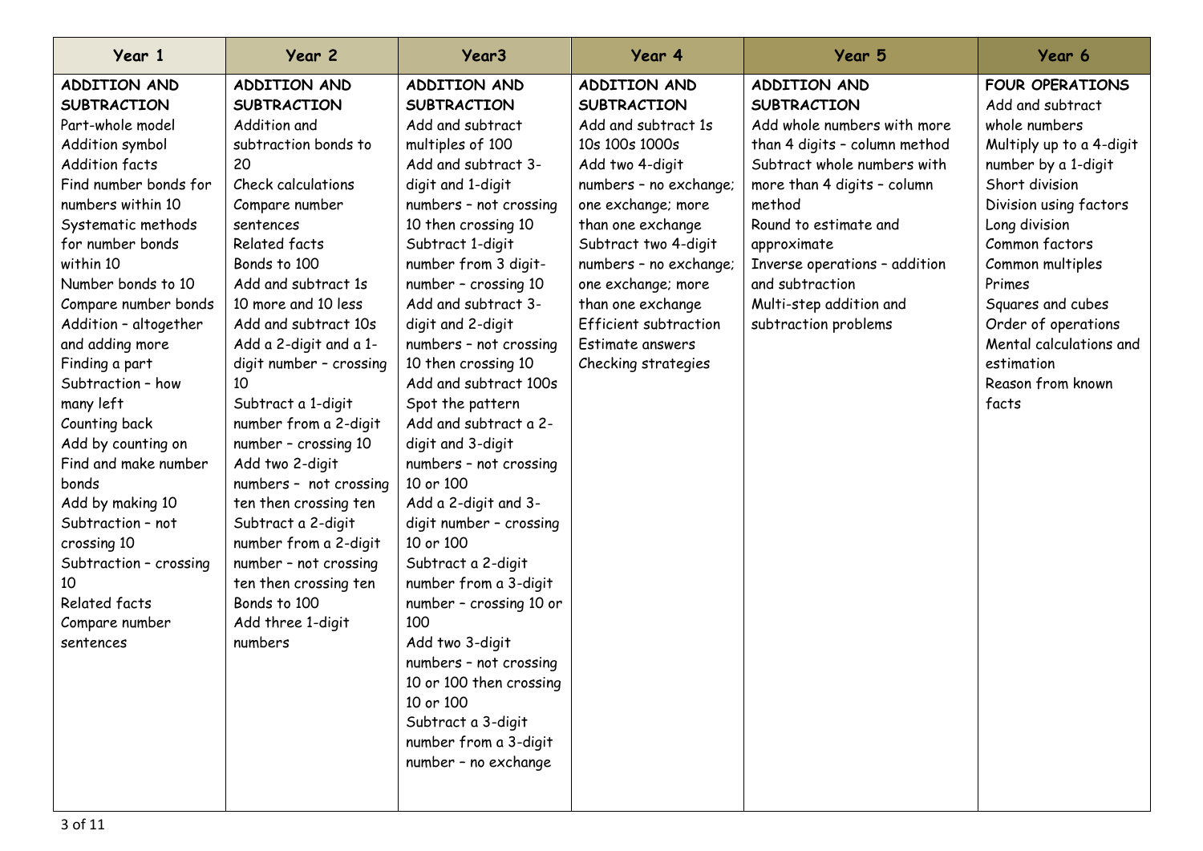| Year 1 | Year 2 | Year3 | Year 4 | Year 5 | Year 6 |
|---|---|---|---|---|---|
| **ADDITION AND SUBTRACTION**<br>Part-whole model<br>Addition symbol<br>Addition facts<br>Find number bonds for numbers within 10<br>Systematic methods for number bonds within 10<br>Number bonds to 10<br>Compare number bonds<br>Addition – altogether and adding more<br>Finding a part<br>Subtraction – how many left<br>Counting back<br>Add by counting on<br>Find and make number bonds<br>Add by making 10<br>Subtraction – not crossing 10<br>Subtraction – crossing 10<br>Related facts<br>Compare number sentences | **ADDITION AND SUBTRACTION**<br>Addition and subtraction bonds to 20<br>Check calculations<br>Compare number sentences<br>Related facts<br>Bonds to 100<br>Add and subtract 1s<br>10 more and 10 less<br>Add and subtract 10s<br>Add a 2-digit and a 1-digit number – crossing 10<br>Subtract a 1-digit number from a 2-digit number – crossing 10<br>Add two 2-digit numbers – not crossing ten then crossing ten<br>Subtract a 2-digit number from a 2-digit number – not crossing ten then crossing ten<br>Bonds to 100<br>Add three 1-digit numbers | **ADDITION AND SUBTRACTION**<br>Add and subtract multiples of 100<br>Add and subtract 3-digit and 1-digit numbers – not crossing 10 then crossing 10<br>Subtract 1-digit number from 3 digit-number – crossing 10<br>Add and subtract 3-digit and 2-digit numbers – not crossing 10 then crossing 10<br>Add and subtract 100s<br>Spot the pattern<br>Add and subtract a 2-digit and 3-digit numbers – not crossing 10 or 100<br>Add a 2-digit and 3-digit number – crossing 10 or 100<br>Subtract a 2-digit number from a 3-digit number – crossing 10 or 100<br>Add two 3-digit numbers – not crossing 10 or 100 then crossing 10 or 100<br>Subtract a 3-digit number from a 3-digit number – no exchange | **ADDITION AND SUBTRACTION**<br>Add and subtract 1s 10s 100s 1000s<br>Add two 4-digit numbers – no exchange; one exchange; more than one exchange<br>Subtract two 4-digit numbers – no exchange; one exchange; more than one exchange<br>Efficient subtraction<br>Estimate answers<br>Checking strategies | **ADDITION AND SUBTRACTION**<br>Add whole numbers with more than 4 digits – column method<br>Subtract whole numbers with more than 4 digits – column method<br>Round to estimate and approximate<br>Inverse operations – addition and subtraction<br>Multi-step addition and subtraction problems | **FOUR OPERATIONS**<br>Add and subtract whole numbers<br>Multiply up to a 4-digit number by a 1-digit<br>Short division<br>Division using factors<br>Long division<br>Common factors<br>Common multiples<br>Primes<br>Squares and cubes<br>Order of operations<br>Mental calculations and estimation<br>Reason from known facts |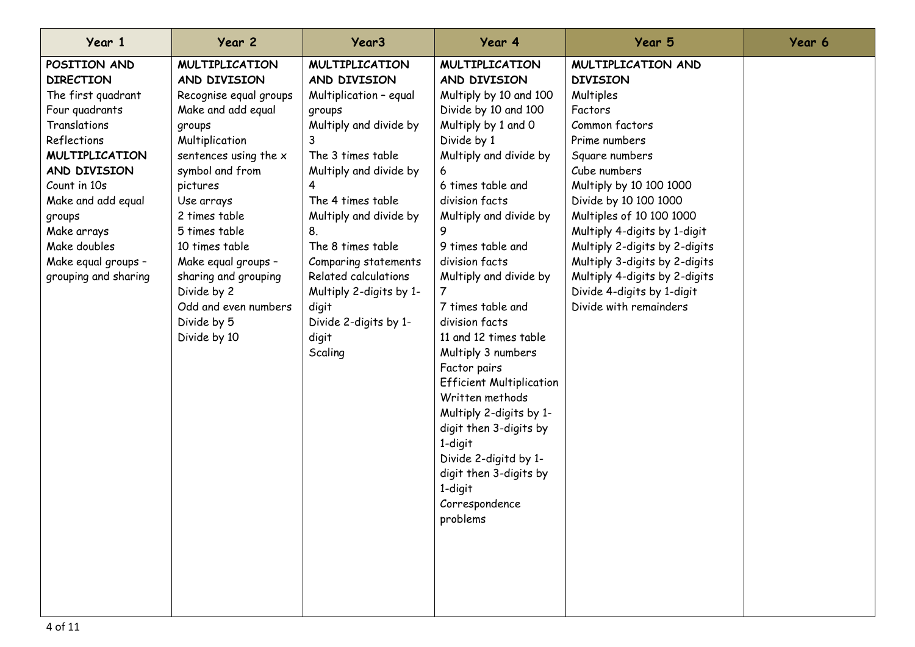| Year 1 | Year 2 | Year3 | Year 4 | Year 5 | Year 6 |
|---|---|---|---|---|---|
| **POSITION AND DIRECTION**<br>The first quadrant<br>Four quadrants<br>Translations<br>Reflections<br>**MULTIPLICATION AND DIVISION**<br>Count in 10s<br>Make and add equal groups<br>Make arrays<br>Make doubles<br>Make equal groups – grouping and sharing | **MULTIPLICATION AND DIVISION**<br>Recognise equal groups<br>Make and add equal groups<br>Multiplication sentences using the x symbol and from pictures<br>Use arrays<br>2 times table<br>5 times table<br>10 times table<br>Make equal groups – sharing and grouping<br>Divide by 2<br>Odd and even numbers<br>Divide by 5<br>Divide by 10 | **MULTIPLICATION AND DIVISION**<br>Multiplication – equal groups<br>Multiply and divide by 3<br>The 3 times table<br>Multiply and divide by 4<br>The 4 times table<br>Multiply and divide by 8.<br>The 8 times table<br>Comparing statements<br>Related calculations<br>Multiply 2-digits by 1-digit<br>Divide 2-digits by 1-digit<br>Scaling | **MULTIPLICATION AND DIVISION**<br>Multiply by 10 and 100<br>Divide by 10 and 100<br>Multiply by 1 and 0<br>Divide by 1<br>Multiply and divide by 6<br>6 times table and division facts<br>Multiply and divide by 9<br>9 times table and division facts<br>Multiply and divide by 7<br>7 times table and division facts<br>11 and 12 times table<br>Multiply 3 numbers<br>Factor pairs<br>Efficient Multiplication<br>Written methods<br>Multiply 2-digits by 1-digit then 3-digits by 1-digit<br>Divide 2-digitd by 1-digit then 3-digits by 1-digit<br>Correspondence problems | **MULTIPLICATION AND DIVISION**<br>Multiples<br>Factors<br>Common factors<br>Prime numbers<br>Square numbers<br>Cube numbers<br>Multiply by 10 100 1000<br>Divide by 10 100 1000<br>Multiples of 10 100 1000<br>Multiply 4-digits by 1-digit<br>Multiply 2-digits by 2-digits<br>Multiply 3-digits by 2-digits<br>Multiply 4-digits by 2-digits<br>Divide 4-digits by 1-digit<br>Divide with remainders | |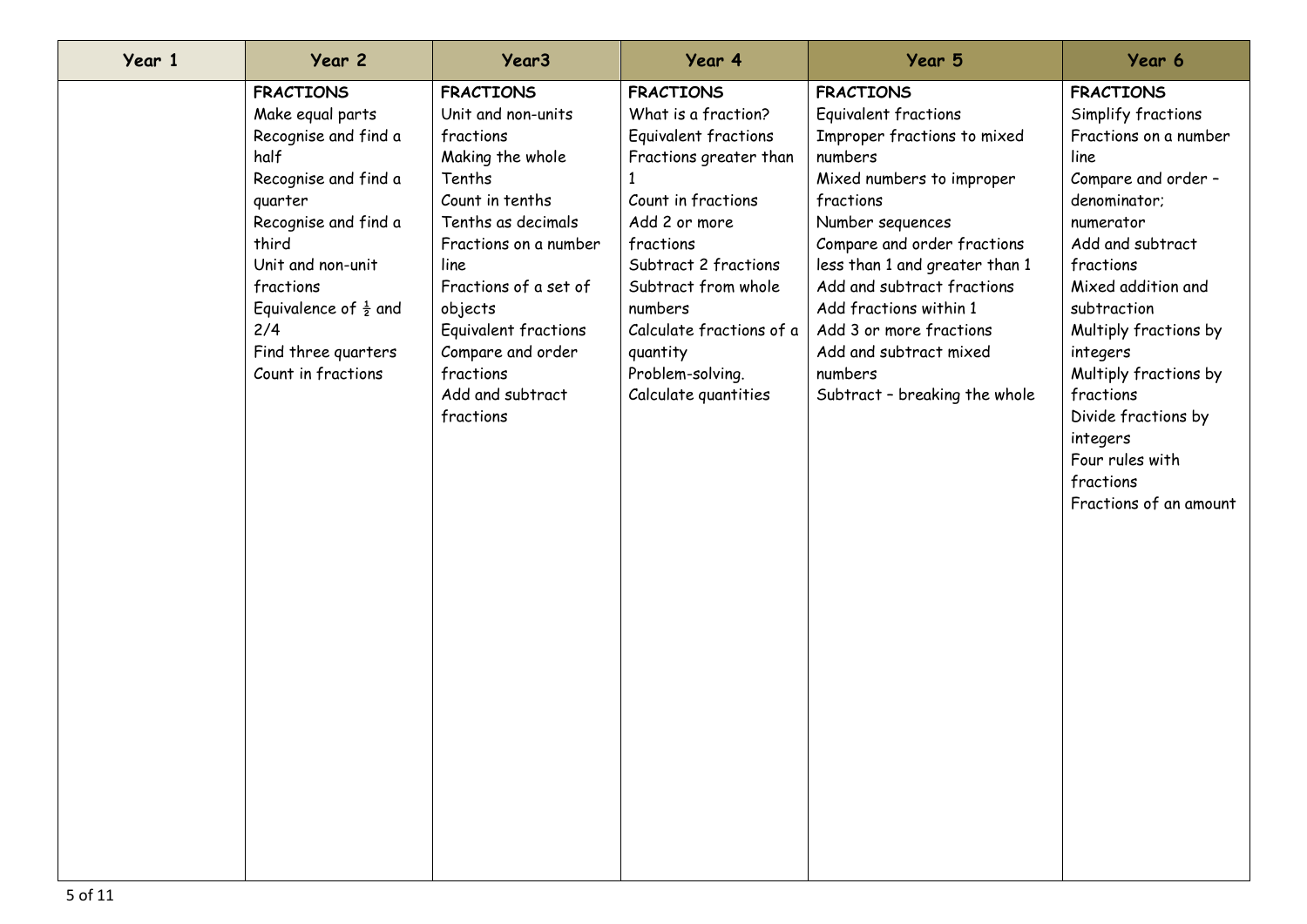| Year 1 | Year 2 | Year3 | Year 4 | Year 5 | Year 6 |
|---|---|---|---|---|---|
| | **FRACTIONS**<br>Make equal parts<br>Recognise and find a half<br>Recognise and find a quarter<br>Recognise and find a third<br>Unit and non-unit fractions<br>Equivalence of $\frac{1}{2}$ and 2/4<br>Find three quarters<br>Count in fractions | **FRACTIONS**<br>Unit and non-units fractions<br>Making the whole<br>Tenths<br>Count in tenths<br>Tenths as decimals<br>Fractions on a number line<br>Fractions of a set of objects<br>Equivalent fractions<br>Compare and order fractions<br>Add and subtract fractions | **FRACTIONS**<br>What is a fraction?<br>Equivalent fractions<br>Fractions greater than 1<br>Count in fractions<br>Add 2 or more fractions<br>Subtract 2 fractions<br>Subtract from whole numbers<br>Calculate fractions of a quantity<br>Problem-solving.<br>Calculate quantities | **FRACTIONS**<br>Equivalent fractions<br>Improper fractions to mixed numbers<br>Mixed numbers to improper fractions<br>Number sequences<br>Compare and order fractions less than 1 and greater than 1<br>Add and subtract fractions<br>Add fractions within 1<br>Add 3 or more fractions<br>Add and subtract mixed numbers<br>Subtract – breaking the whole | **FRACTIONS**<br>Simplify fractions<br>Fractions on a number line<br>Compare and order – denominator; numerator<br>Add and subtract fractions<br>Mixed addition and subtraction<br>Multiply fractions by integers<br>Multiply fractions by fractions<br>Divide fractions by integers<br>Four rules with fractions<br>Fractions of an amount |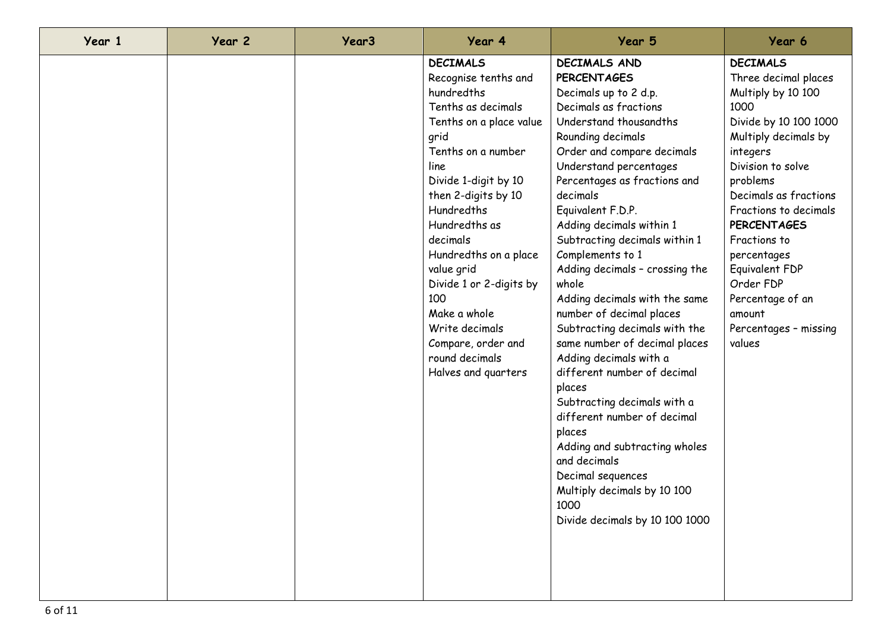| Year 1 | Year 2 | Year3 | Year 4 | Year 5 | Year 6 |
|---|---|---|---|---|---|
| | | | **DECIMALS**<br>Recognise tenths and hundredths<br>Tenths as decimals<br>Tenths on a place value grid<br>Tenths on a number line<br>Divide 1-digit by 10 then 2-digits by 10<br>Hundredths<br>Hundredths as decimals<br>Hundredths on a place value grid<br>Divide 1 or 2-digits by 100<br>Make a whole<br>Write decimals<br>Compare, order and round decimals<br>Halves and quarters | **DECIMALS AND PERCENTAGES**<br>Decimals up to 2 d.p.<br>Decimals as fractions<br>Understand thousandths<br>Rounding decimals<br>Order and compare decimals<br>Understand percentages<br>Percentages as fractions and decimals<br>Equivalent F.D.P.<br>Adding decimals within 1<br>Subtracting decimals within 1<br>Complements to 1<br>Adding decimals – crossing the whole<br>Adding decimals with the same number of decimal places<br>Subtracting decimals with the same number of decimal places<br>Adding decimals with a different number of decimal places<br>Subtracting decimals with a different number of decimal places<br>Adding and subtracting wholes and decimals<br>Decimal sequences<br>Multiply decimals by 10 100 1000<br>Divide decimals by 10 100 1000 | **DECIMALS**<br>Three decimal places<br>Multiply by 10 100 1000<br>Divide by 10 100 1000<br>Multiply decimals by integers<br>Division to solve problems<br>Decimals as fractions<br>Fractions to decimals<br>**PERCENTAGES**<br>Fractions to percentages<br>Equivalent FDP<br>Order FDP<br>Percentage of an amount<br>Percentages – missing values |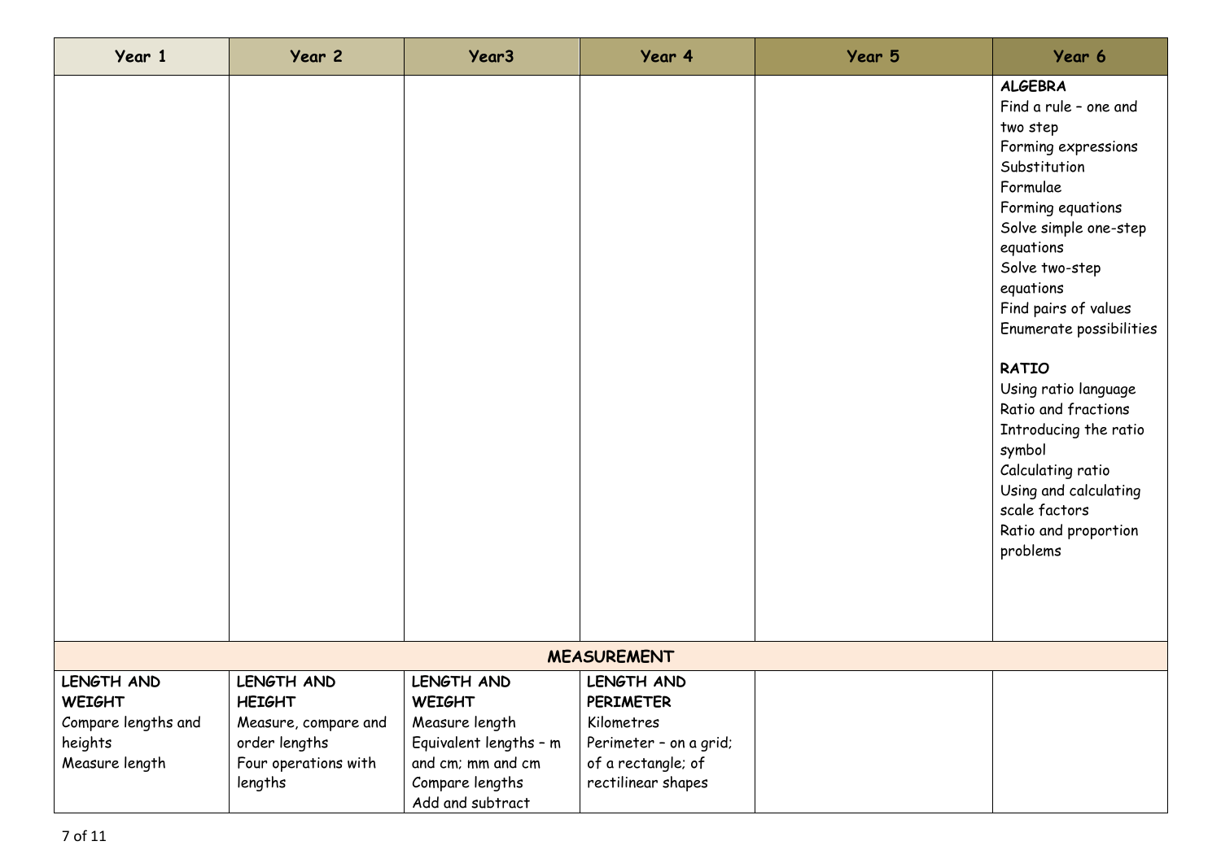| Year 1 | Year 2 | Year3 | Year 4 | Year 5 | Year 6 |
|---|---|---|---|---|---|
| | | | | | **ALGEBRA**<br>Find a rule – one and two step<br>Forming expressions<br>Substitution<br>Formulae<br>Forming equations<br>Solve simple one-step equations<br>Solve two-step equations<br>Find pairs of values<br>Enumerate possibilities<br><br>**RATIO**<br>Using ratio language<br>Ratio and fractions<br>Introducing the ratio symbol<br>Calculating ratio<br>Using and calculating scale factors<br>Ratio and proportion problems |
| **MEASUREMENT** | | | | | |
| **LENGTH AND WEIGHT**<br>Compare lengths and heights<br>Measure length | **LENGTH AND HEIGHT**<br>Measure, compare and order lengths<br>Four operations with lengths | **LENGTH AND WEIGHT**<br>Measure length<br>Equivalent lengths – m and cm; mm and cm<br>Compare lengths<br>Add and subtract | **LENGTH AND PERIMETER**<br>Kilometres<br>Perimeter – on a grid; of a rectangle; of rectilinear shapes | | |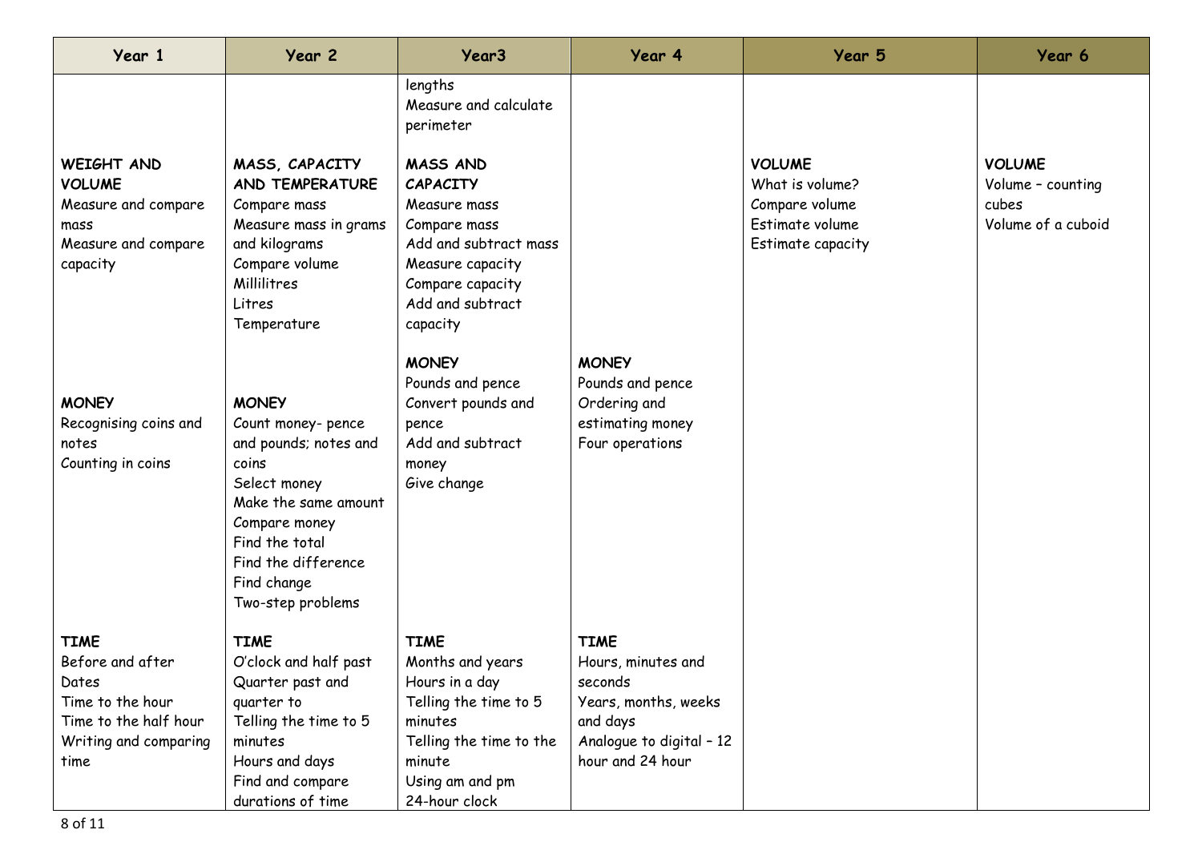| Year 1 | Year 2 | Year3 | Year 4 | Year 5 | Year 6 |
|---|---|---|---|---|---|
| | | lengths<br>Measure and calculate perimeter | | | |
| **WEIGHT AND VOLUME**<br>Measure and compare mass<br>Measure and compare capacity | **MASS, CAPACITY AND TEMPERATURE**<br>Compare mass<br>Measure mass in grams and kilograms<br>Compare volume<br>Millilitres<br>Litres<br>Temperature | **MASS AND CAPACITY**<br>Measure mass<br>Compare mass<br>Add and subtract mass<br>Measure capacity<br>Compare capacity<br>Add and subtract capacity | | **VOLUME**<br>What is volume?<br>Compare volume<br>Estimate volume<br>Estimate capacity | **VOLUME**<br>Volume – counting cubes<br>Volume of a cuboid |
| **MONEY**<br>Recognising coins and notes<br>Counting in coins | **MONEY**<br>Count money- pence and pounds; notes and coins<br>Select money<br>Make the same amount<br>Compare money<br>Find the total<br>Find the difference<br>Find change<br>Two-step problems | **MONEY**<br>Pounds and pence<br>Convert pounds and pence<br>Add and subtract money<br>Give change | **MONEY**<br>Pounds and pence<br>Ordering and estimating money<br>Four operations | | |
| **TIME**<br>Before and after<br>Dates<br>Time to the hour<br>Time to the half hour<br>Writing and comparing time | **TIME**<br>O'clock and half past<br>Quarter past and quarter to<br>Telling the time to 5 minutes<br>Hours and days<br>Find and compare durations of time | **TIME**<br>Months and years<br>Hours in a day<br>Telling the time to 5 minutes<br>Telling the time to the minute<br>Using am and pm<br>24-hour clock | **TIME**<br>Hours, minutes and seconds<br>Years, months, weeks and days<br>Analogue to digital – 12 hour and 24 hour | | |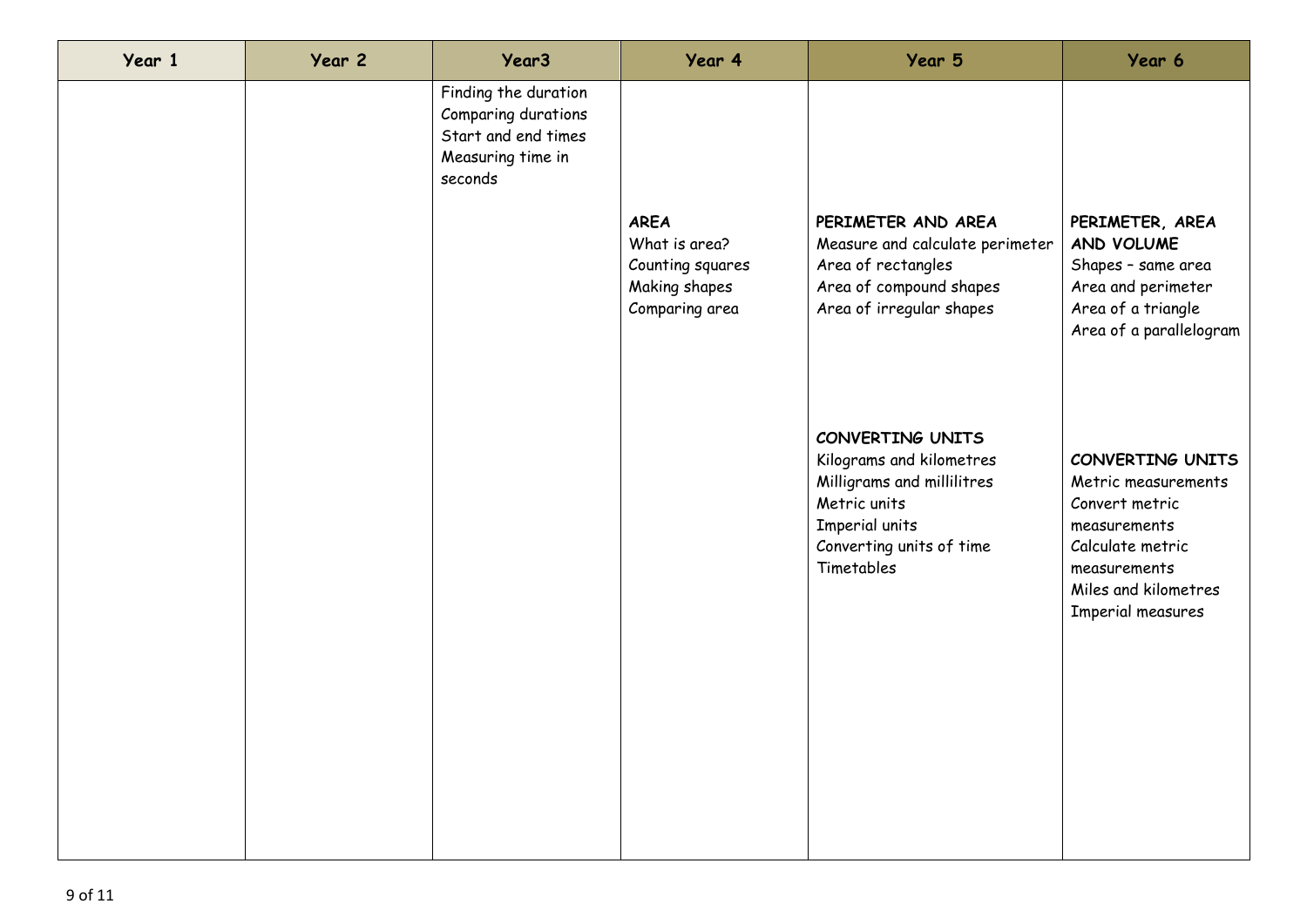| Year 1 | Year 2 | Year3 | Year 4 | Year 5 | Year 6 |
|---|---|---|---|---|---|
| | | Finding the duration<br>Comparing durations<br>Start and end times<br>Measuring time in seconds | | | |
| | | | **AREA**<br>What is area?<br>Counting squares<br>Making shapes<br>Comparing area | **PERIMETER AND AREA**<br>Measure and calculate perimeter<br>Area of rectangles<br>Area of compound shapes<br>Area of irregular shapes | **PERIMETER, AREA AND VOLUME**<br>Shapes – same area<br>Area and perimeter<br>Area of a triangle<br>Area of a parallelogram |
| | | | | **CONVERTING UNITS**<br>Kilograms and kilometres<br>Milligrams and millilitres<br>Metric units<br>Imperial units<br>Converting units of time<br>Timetables | **CONVERTING UNITS**<br>Metric measurements<br>Convert metric measurements<br>Calculate metric measurements<br>Miles and kilometres<br>Imperial measures |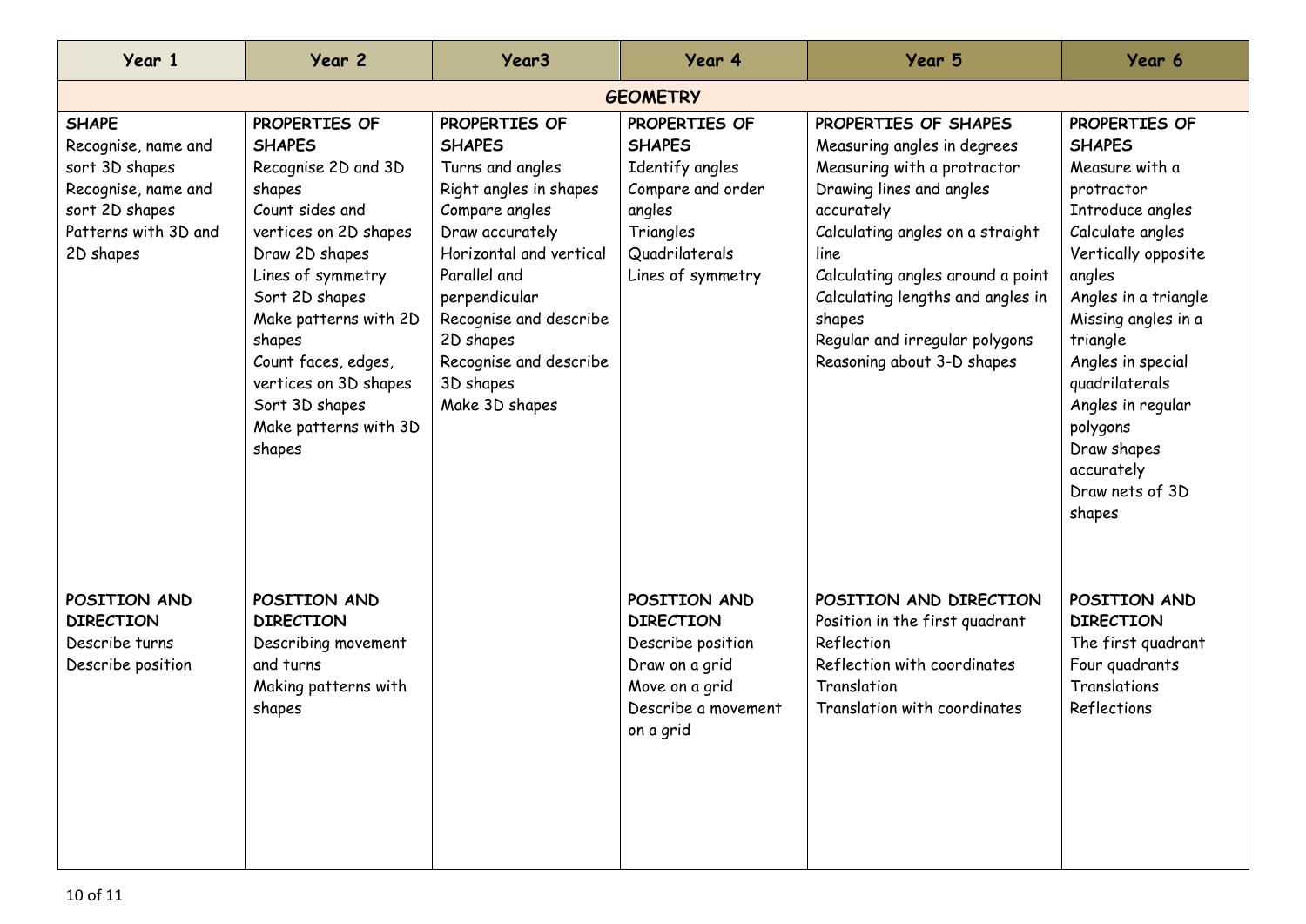| Year 1 | Year 2 | Year3 | Year 4 | Year 5 | Year 6 |
|---|---|---|---|---|---|
| **GEOMETRY** | | | | | |
| **SHAPE**<br>Recognise, name and sort 3D shapes<br>Recognise, name and sort 2D shapes<br>Patterns with 3D and 2D shapes | **PROPERTIES OF SHAPES**<br>Recognise 2D and 3D shapes<br>Count sides and vertices on 2D shapes<br>Draw 2D shapes<br>Lines of symmetry<br>Sort 2D shapes<br>Make patterns with 2D shapes<br>Count faces, edges, vertices on 3D shapes<br>Sort 3D shapes<br>Make patterns with 3D shapes | **PROPERTIES OF SHAPES**<br>Turns and angles<br>Right angles in shapes<br>Compare angles<br>Draw accurately<br>Horizontal and vertical<br>Parallel and perpendicular<br>Recognise and describe 2D shapes<br>Recognise and describe 3D shapes<br>Make 3D shapes | **PROPERTIES OF SHAPES**<br>Identify angles<br>Compare and order angles<br>Triangles<br>Quadrilaterals<br>Lines of symmetry | **PROPERTIES OF SHAPES**<br>Measuring angles in degrees<br>Measuring with a protractor<br>Drawing lines and angles accurately<br>Calculating angles on a straight line<br>Calculating angles around a point<br>Calculating lengths and angles in shapes<br>Regular and irregular polygons<br>Reasoning about 3-D shapes | **PROPERTIES OF SHAPES**<br>Measure with a protractor<br>Introduce angles<br>Calculate angles<br>Vertically opposite angles<br>Angles in a triangle<br>Missing angles in a triangle<br>Angles in special quadrilaterals<br>Angles in regular polygons<br>Draw shapes accurately<br>Draw nets of 3D shapes |
| **POSITION AND DIRECTION**<br>Describe turns<br>Describe position | **POSITION AND DIRECTION**<br>Describing movement and turns<br>Making patterns with shapes | | **POSITION AND DIRECTION**<br>Describe position<br>Draw on a grid<br>Move on a grid<br>Describe a movement on a grid | **POSITION AND DIRECTION**<br>Position in the first quadrant<br>Reflection<br>Reflection with coordinates<br>Translation<br>Translation with coordinates | **POSITION AND DIRECTION**<br>The first quadrant<br>Four quadrants<br>Translations<br>Reflections |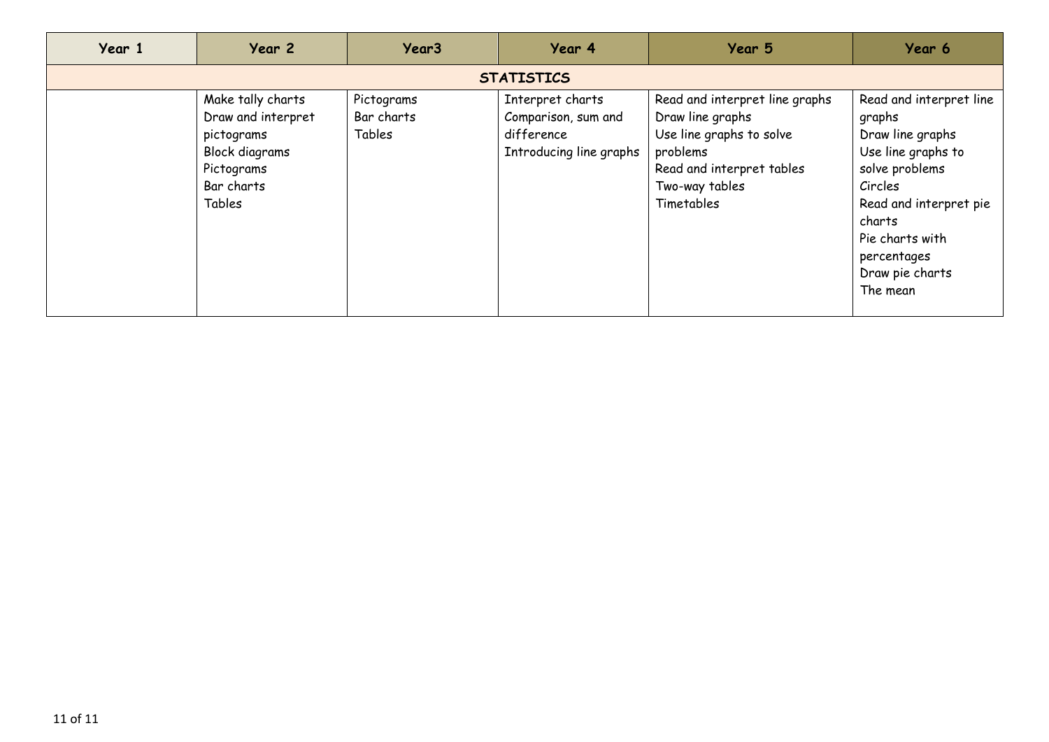| Year 1 | Year 2 | Year3 | Year 4 | Year 5 | Year 6 |
|---|---|---|---|---|---|
| **STATISTICS** | | | | | |
| | Make tally charts<br>Draw and interpret pictograms<br>Block diagrams<br>Pictograms<br>Bar charts<br>Tables | Pictograms<br>Bar charts<br>Tables | Interpret charts<br>Comparison, sum and difference<br>Introducing line graphs | Read and interpret line graphs<br>Draw line graphs<br>Use line graphs to solve problems<br>Read and interpret tables<br>Two-way tables<br>Timetables | Read and interpret line graphs<br>Draw line graphs<br>Use line graphs to solve problems<br>Circles<br>Read and interpret pie charts<br>Pie charts with percentages<br>Draw pie charts<br>The mean |